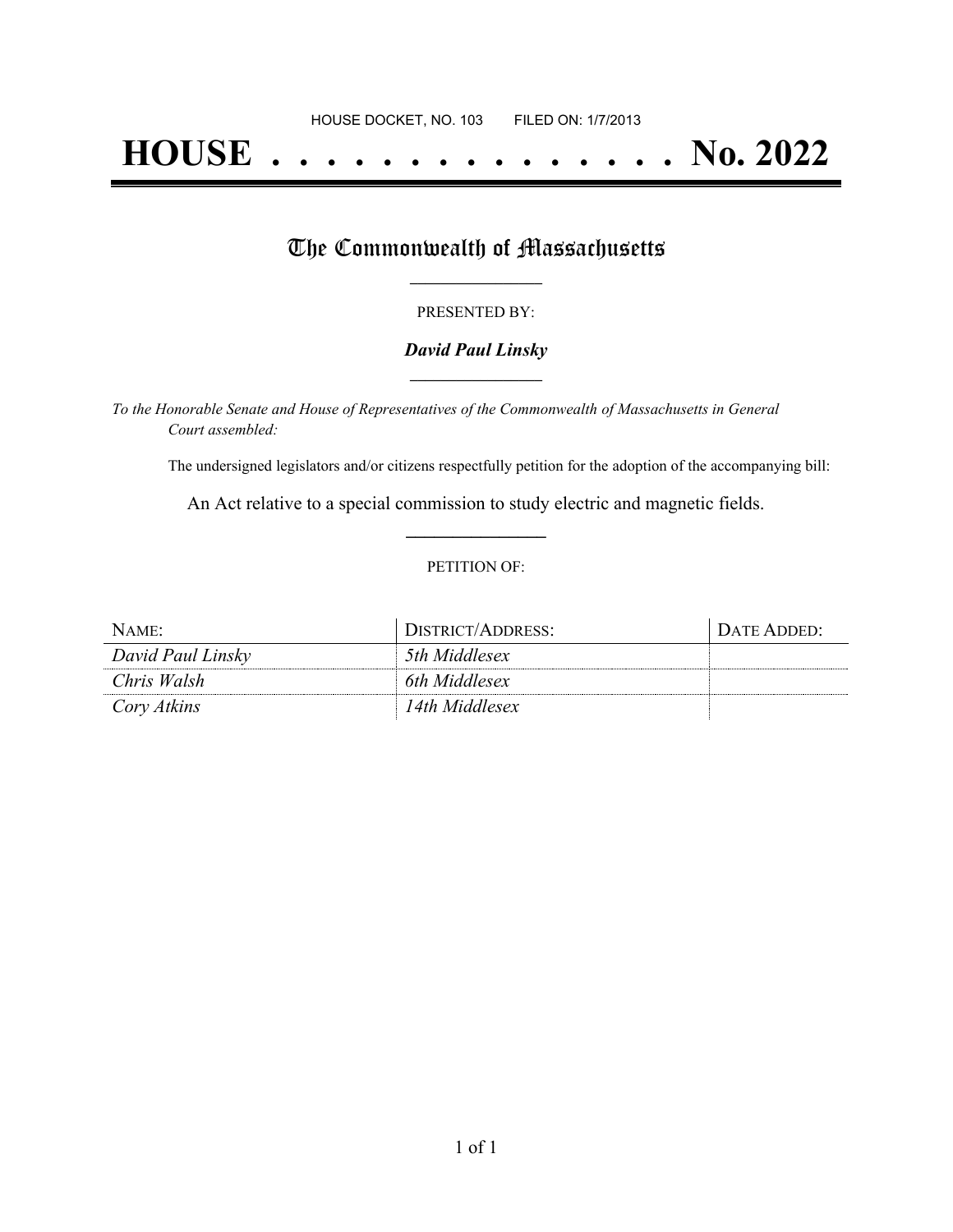HOUSE DOCKET, NO. 103 FILED ON: 1/7/2013

# HOUSE . . . . . . . . . . . . . . . No. 2022

## The Commonwealth of Massachusetts

PRESENTED BY:

***David Paul Linsky***

*To the Honorable Senate and House of Representatives of the Commonwealth of Massachusetts in General Court assembled:*

The undersigned legislators and/or citizens respectfully petition for the adoption of the accompanying bill:

An Act relative to a special commission to study electric and magnetic fields.

PETITION OF:

| NAME: | DISTRICT/ADDRESS: | DATE ADDED: |
|---|---|---|
| *David Paul Linsky* | *5th Middlesex* | |
| *Chris Walsh* | *6th Middlesex* | |
| *Cory Atkins* | *14th Middlesex* | |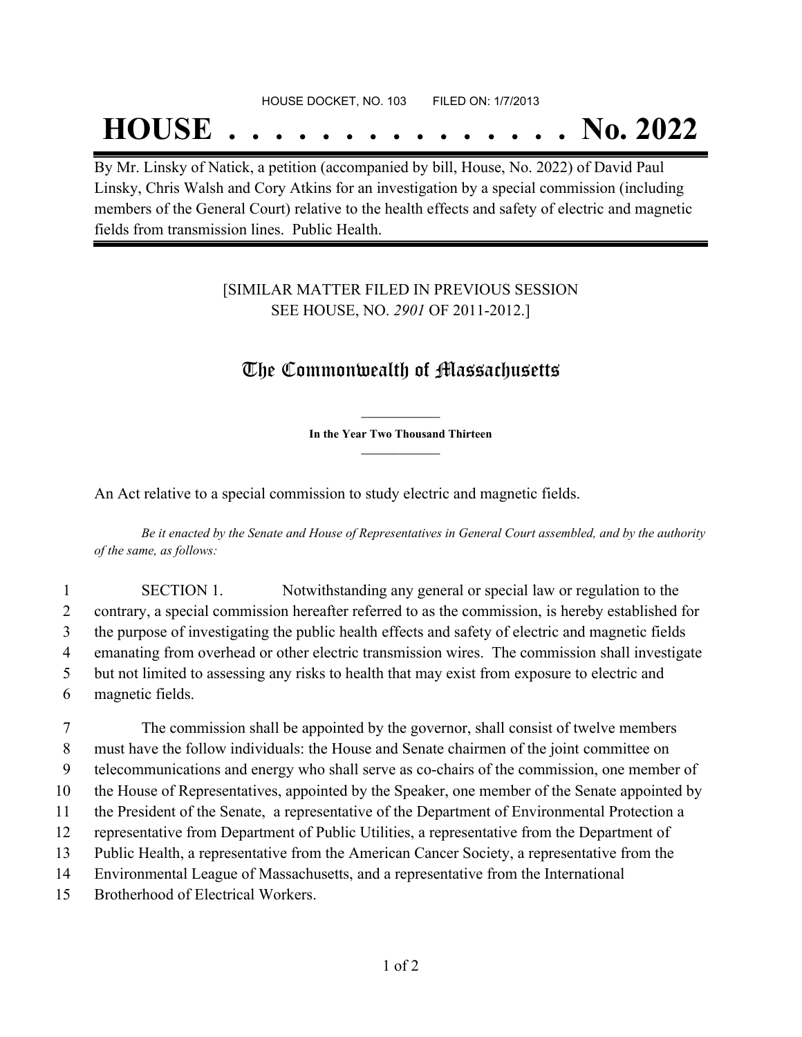HOUSE DOCKET, NO. 103        FILED ON: 1/7/2013

# HOUSE . . . . . . . . . . . . . . . No. 2022

By Mr. Linsky of Natick, a petition (accompanied by bill, House, No. 2022) of David Paul Linsky, Chris Walsh and Cory Atkins for an investigation by a special commission (including members of the General Court) relative to the health effects and safety of electric and magnetic fields from transmission lines. Public Health.

[SIMILAR MATTER FILED IN PREVIOUS SESSION
SEE HOUSE, NO. *2901* OF 2011-2012.]

## The Commonwealth of Massachusetts

**In the Year Two Thousand Thirteen**

An Act relative to a special commission to study electric and magnetic fields.

*Be it enacted by the Senate and House of Representatives in General Court assembled, and by the authority of the same, as follows:*

1 SECTION 1. Notwithstanding any general or special law or regulation to the
2 contrary, a special commission hereafter referred to as the commission, is hereby established for
3 the purpose of investigating the public health effects and safety of electric and magnetic fields
4 emanating from overhead or other electric transmission wires. The commission shall investigate
5 but not limited to assessing any risks to health that may exist from exposure to electric and
6 magnetic fields.

7 The commission shall be appointed by the governor, shall consist of twelve members
8 must have the follow individuals: the House and Senate chairmen of the joint committee on
9 telecommunications and energy who shall serve as co-chairs of the commission, one member of
10 the House of Representatives, appointed by the Speaker, one member of the Senate appointed by
11 the President of the Senate, a representative of the Department of Environmental Protection a
12 representative from Department of Public Utilities, a representative from the Department of
13 Public Health, a representative from the American Cancer Society, a representative from the
14 Environmental League of Massachusetts, and a representative from the International
15 Brotherhood of Electrical Workers.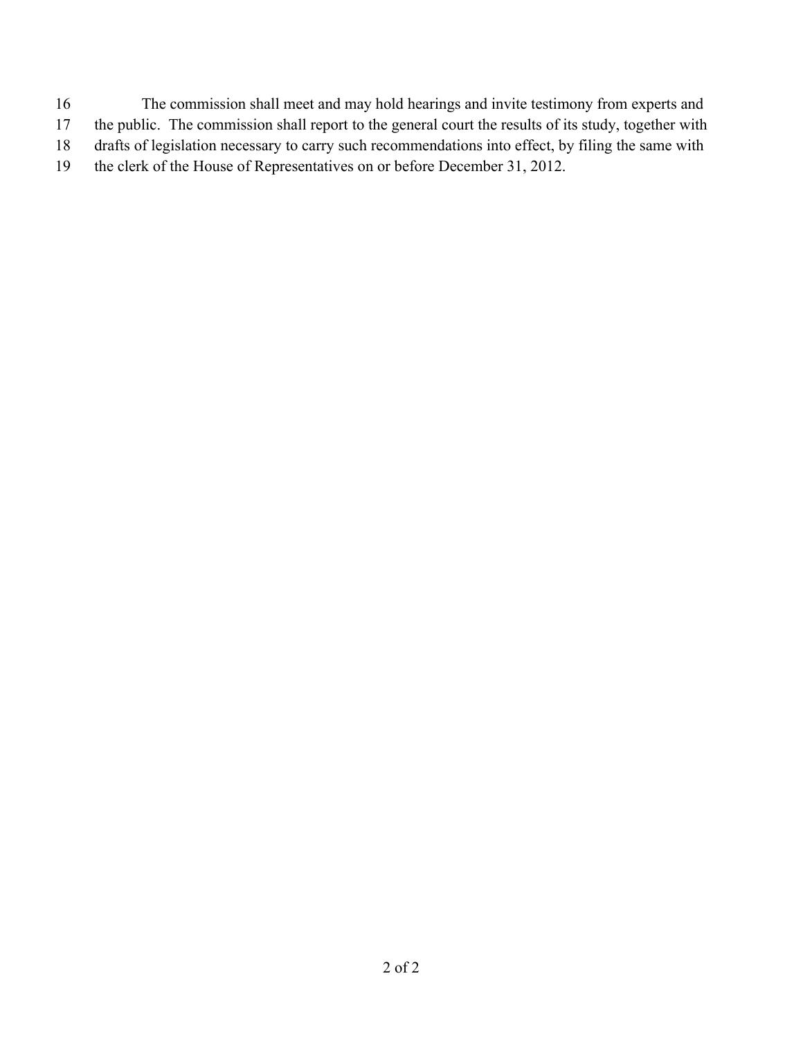The commission shall meet and may hold hearings and invite testimony from experts and the public. The commission shall report to the general court the results of its study, together with drafts of legislation necessary to carry such recommendations into effect, by filing the same with the clerk of the House of Representatives on or before December 31, 2012.